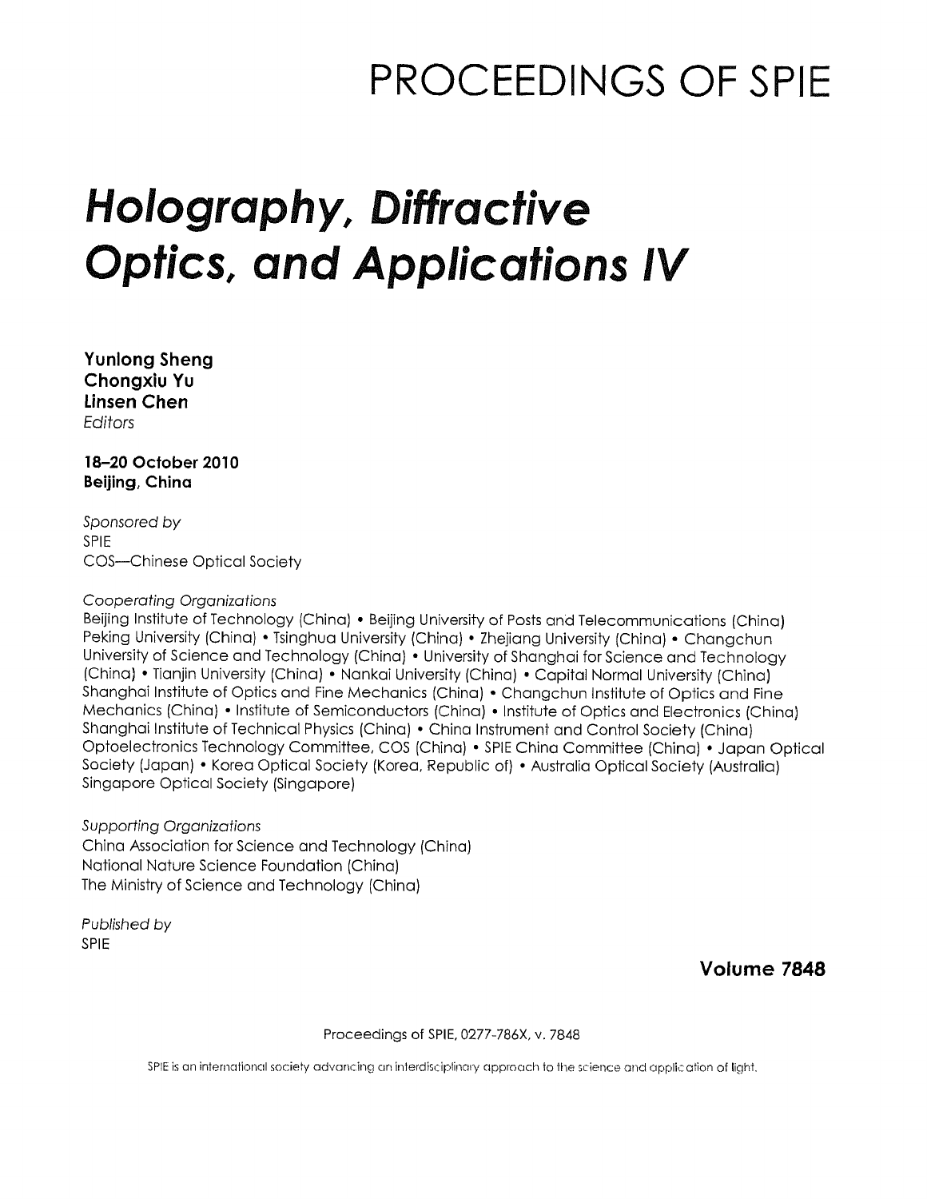# PROCEEDINGS OF SPIE

# *Holography, Diffractive Optics, and Applications IV*

**Yunlong Sheng**
**Chongxiu Yu**
**Linsen Chen**
*Editors*

**18–20 October 2010**
**Beijing, China**

*Sponsored by*
SPIE
COS—Chinese Optical Society

*Cooperating Organizations*
Beijing Institute of Technology (China) • Beijing University of Posts and Telecommunications (China) Peking University (China) • Tsinghua University (China) • Zhejiang University (China) • Changchun University of Science and Technology (China) • University of Shanghai for Science and Technology (China) • Tianjin University (China) • Nankai University (China) • Capital Normal University (China) Shanghai Institute of Optics and Fine Mechanics (China) • Changchun Institute of Optics and Fine Mechanics (China) • Institute of Semiconductors (China) • Institute of Optics and Electronics (China) Shanghai Institute of Technical Physics (China) • China Instrument and Control Society (China) Optoelectronics Technology Committee, COS (China) • SPIE China Committee (China) • Japan Optical Society (Japan) • Korea Optical Society (Korea, Republic of) • Australia Optical Society (Australia) Singapore Optical Society (Singapore)

*Supporting Organizations*
China Association for Science and Technology (China)
National Nature Science Foundation (China)
The Ministry of Science and Technology (China)

*Published by*
SPIE

**Volume 7848**

Proceedings of SPIE, 0277-786X, v. 7848

SPIE is an international society advancing an interdisciplinary approach to the science and application of light.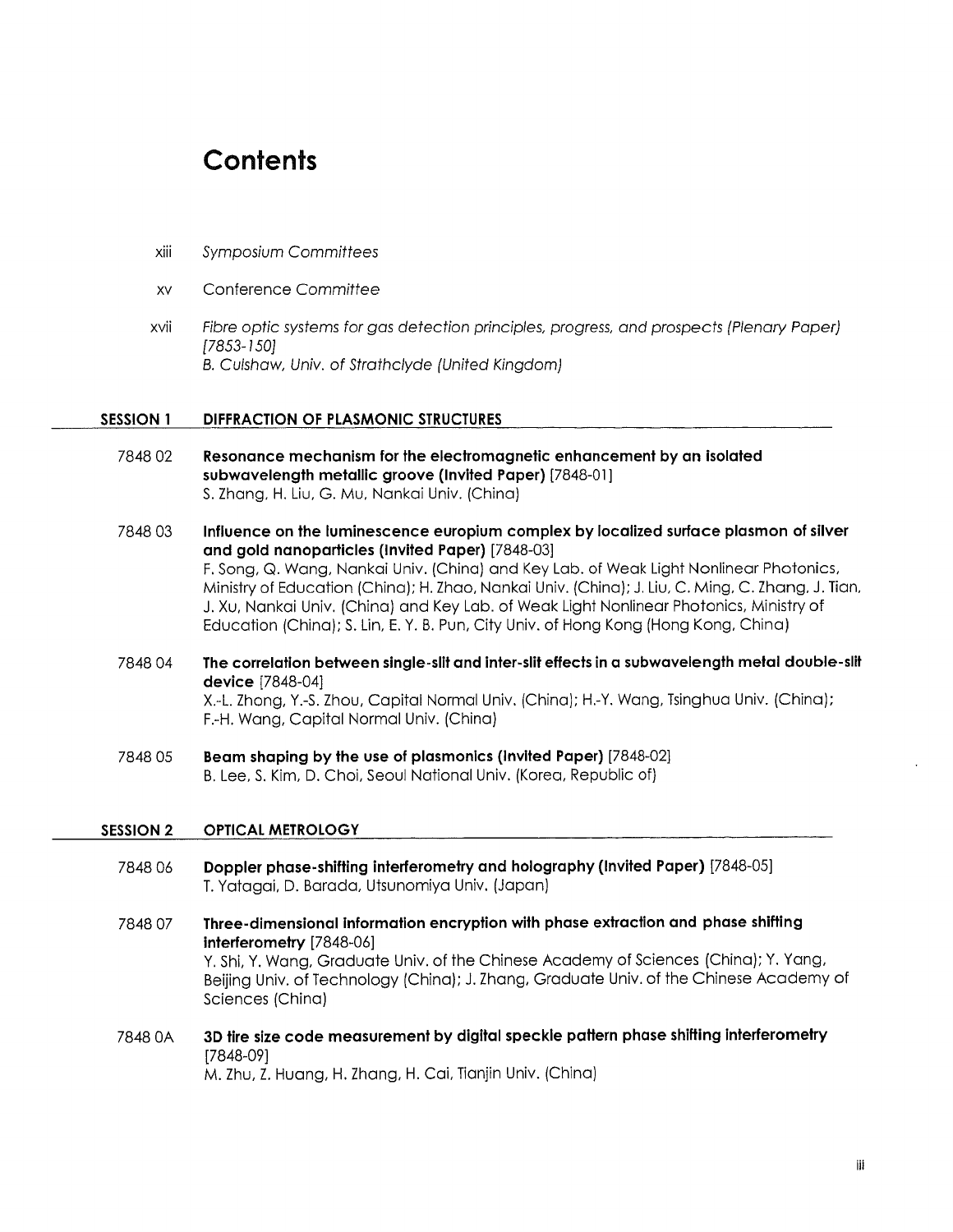# Contents

xiii *Symposium Committees*

xv Conference Committee

xvii *Fibre optic systems for gas detection principles, progress, and prospects (Plenary Paper) [7853-150]*
*B. Culshaw, Univ. of Strathclyde (United Kingdom)*

## SESSION 1 DIFFRACTION OF PLASMONIC STRUCTURES

7848 02 **Resonance mechanism for the electromagnetic enhancement by an isolated subwavelength metallic groove (Invited Paper)** [7848-01]
S. Zhang, H. Liu, G. Mu, Nankai Univ. (China)

7848 03 **Influence on the luminescence europium complex by localized surface plasmon of silver and gold nanoparticles (Invited Paper)** [7848-03]
F. Song, Q. Wang, Nankai Univ. (China) and Key Lab. of Weak Light Nonlinear Photonics, Ministry of Education (China); H. Zhao, Nankai Univ. (China); J. Liu, C. Ming, C. Zhang, J. Tian, J. Xu, Nankai Univ. (China) and Key Lab. of Weak Light Nonlinear Photonics, Ministry of Education (China); S. Lin, E. Y. B. Pun, City Univ. of Hong Kong (Hong Kong, China)

7848 04 **The correlation between single-slit and inter-slit effects in a subwavelength metal double-slit device** [7848-04]
X.-L. Zhong, Y.-S. Zhou, Capital Normal Univ. (China); H.-Y. Wang, Tsinghua Univ. (China); F.-H. Wang, Capital Normal Univ. (China)

7848 05 **Beam shaping by the use of plasmonics (Invited Paper)** [7848-02]
B. Lee, S. Kim, D. Choi, Seoul National Univ. (Korea, Republic of)

## SESSION 2 OPTICAL METROLOGY

7848 06 **Doppler phase-shifting interferometry and holography (Invited Paper)** [7848-05]
T. Yatagai, D. Barada, Utsunomiya Univ. (Japan)

7848 07 **Three-dimensional information encryption with phase extraction and phase shifting interferometry** [7848-06]
Y. Shi, Y. Wang, Graduate Univ. of the Chinese Academy of Sciences (China); Y. Yang, Beijing Univ. of Technology (China); J. Zhang, Graduate Univ. of the Chinese Academy of Sciences (China)

7848 0A **3D tire size code measurement by digital speckle pattern phase shifting interferometry** [7848-09]
M. Zhu, Z. Huang, H. Zhang, H. Cai, Tianjin Univ. (China)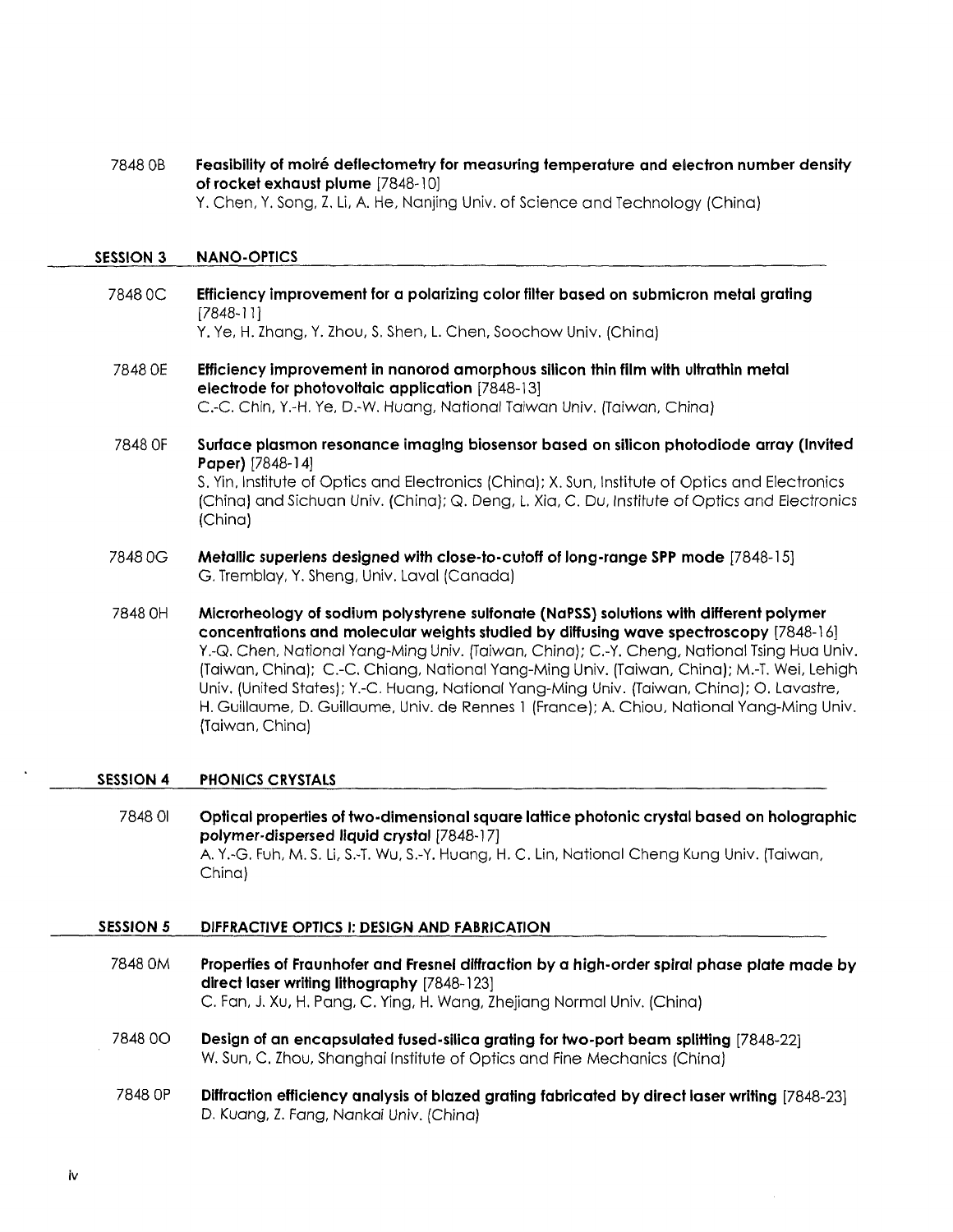7848 0B **Feasibility of moiré deflectometry for measuring temperature and electron number density of rocket exhaust plume** [7848-10]
Y. Chen, Y. Song, Z. Li, A. He, Nanjing Univ. of Science and Technology (China)

## SESSION 3 NANO-OPTICS

7848 0C **Efficiency improvement for a polarizing color filter based on submicron metal grating** [7848-11]
Y. Ye, H. Zhang, Y. Zhou, S. Shen, L. Chen, Soochow Univ. (China)

7848 0E **Efficiency improvement in nanorod amorphous silicon thin film with ultrathin metal electrode for photovoltaic application** [7848-13]
C.-C. Chin, Y.-H. Ye, D.-W. Huang, National Taiwan Univ. (Taiwan, China)

7848 0F **Surface plasmon resonance imaging biosensor based on silicon photodiode array (Invited Paper)** [7848-14]
S. Yin, Institute of Optics and Electronics (China); X. Sun, Institute of Optics and Electronics (China) and Sichuan Univ. (China); Q. Deng, L. Xia, C. Du, Institute of Optics and Electronics (China)

7848 0G **Metallic superlens designed with close-to-cutoff of long-range SPP mode** [7848-15]
G. Tremblay, Y. Sheng, Univ. Laval (Canada)

7848 0H **Microrheology of sodium polystyrene sulfonate (NaPSS) solutions with different polymer concentrations and molecular weights studied by diffusing wave spectroscopy** [7848-16]
Y.-Q. Chen, National Yang-Ming Univ. (Taiwan, China); C.-Y. Cheng, National Tsing Hua Univ. (Taiwan, China); C.-C. Chiang, National Yang-Ming Univ. (Taiwan, China); M.-T. Wei, Lehigh Univ. (United States); Y.-C. Huang, National Yang-Ming Univ. (Taiwan, China); O. Lavastre, H. Guillaume, D. Guillaume, Univ. de Rennes 1 (France); A. Chiou, National Yang-Ming Univ. (Taiwan, China)

## SESSION 4 PHONICS CRYSTALS

7848 0I **Optical properties of two-dimensional square lattice photonic crystal based on holographic polymer-dispersed liquid crystal** [7848-17]
A. Y.-G. Fuh, M. S. Li, S.-T. Wu, S.-Y. Huang, H. C. Lin, National Cheng Kung Univ. (Taiwan, China)

## SESSION 5 DIFFRACTIVE OPTICS I: DESIGN AND FABRICATION

7848 0M **Properties of Fraunhofer and Fresnel diffraction by a high-order spiral phase plate made by direct laser writing lithography** [7848-123]
C. Fan, J. Xu, H. Pang, C. Ying, H. Wang, Zhejiang Normal Univ. (China)

7848 0O **Design of an encapsulated fused-silica grating for two-port beam splitting** [7848-22]
W. Sun, C. Zhou, Shanghai Institute of Optics and Fine Mechanics (China)

7848 0P **Diffraction efficiency analysis of blazed grating fabricated by direct laser writing** [7848-23]
D. Kuang, Z. Fang, Nankai Univ. (China)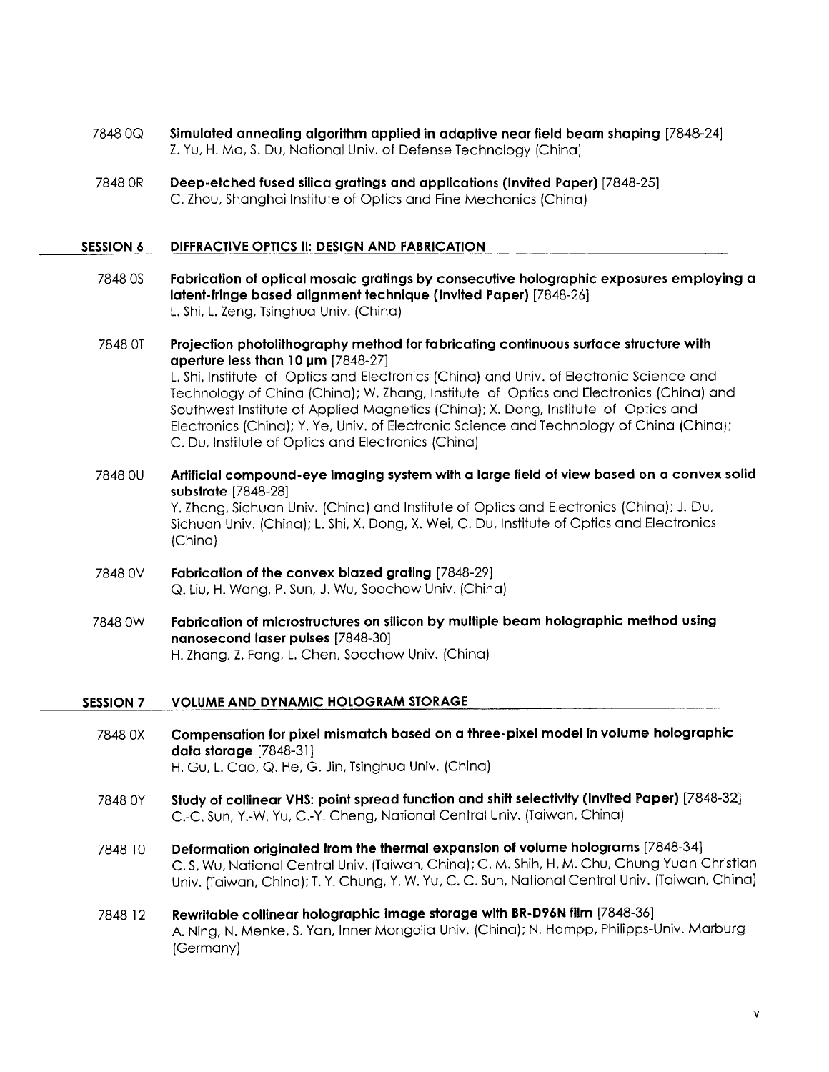7848 0Q **Simulated annealing algorithm applied in adaptive near field beam shaping** [7848-24]
Z. Yu, H. Ma, S. Du, National Univ. of Defense Technology (China)

7848 0R **Deep-etched fused silica gratings and applications (Invited Paper)** [7848-25]
C. Zhou, Shanghai Institute of Optics and Fine Mechanics (China)

## SESSION 6 DIFFRACTIVE OPTICS II: DESIGN AND FABRICATION

7848 0S **Fabrication of optical mosaic gratings by consecutive holographic exposures employing a latent-fringe based alignment technique (Invited Paper)** [7848-26]
L. Shi, L. Zeng, Tsinghua Univ. (China)

7848 0T **Projection photolithography method for fabricating continuous surface structure with aperture less than 10 μm** [7848-27]
L. Shi, Institute of Optics and Electronics (China) and Univ. of Electronic Science and Technology of China (China); W. Zhang, Institute of Optics and Electronics (China) and Southwest Institute of Applied Magnetics (China); X. Dong, Institute of Optics and Electronics (China); Y. Ye, Univ. of Electronic Science and Technology of China (China); C. Du, Institute of Optics and Electronics (China)

7848 0U **Artificial compound-eye imaging system with a large field of view based on a convex solid substrate** [7848-28]
Y. Zhang, Sichuan Univ. (China) and Institute of Optics and Electronics (China); J. Du, Sichuan Univ. (China); L. Shi, X. Dong, X. Wei, C. Du, Institute of Optics and Electronics (China)

7848 0V **Fabrication of the convex blazed grating** [7848-29]
Q. Liu, H. Wang, P. Sun, J. Wu, Soochow Univ. (China)

7848 0W **Fabrication of microstructures on silicon by multiple beam holographic method using nanosecond laser pulses** [7848-30]
H. Zhang, Z. Fang, L. Chen, Soochow Univ. (China)

## SESSION 7 VOLUME AND DYNAMIC HOLOGRAM STORAGE

7848 0X **Compensation for pixel mismatch based on a three-pixel model in volume holographic data storage** [7848-31]
H. Gu, L. Cao, Q. He, G. Jin, Tsinghua Univ. (China)

7848 0Y **Study of collinear VHS: point spread function and shift selectivity (Invited Paper)** [7848-32]
C.-C. Sun, Y.-W. Yu, C.-Y. Cheng, National Central Univ. (Taiwan, China)

7848 10 **Deformation originated from the thermal expansion of volume holograms** [7848-34]
C. S. Wu, National Central Univ. (Taiwan, China); C. M. Shih, H. M. Chu, Chung Yuan Christian Univ. (Taiwan, China); T. Y. Chung, Y. W. Yu, C. C. Sun, National Central Univ. (Taiwan, China)

7848 12 **Rewritable collinear holographic image storage with BR-D96N film** [7848-36]
A. Ning, N. Menke, S. Yan, Inner Mongolia Univ. (China); N. Hampp, Philipps-Univ. Marburg (Germany)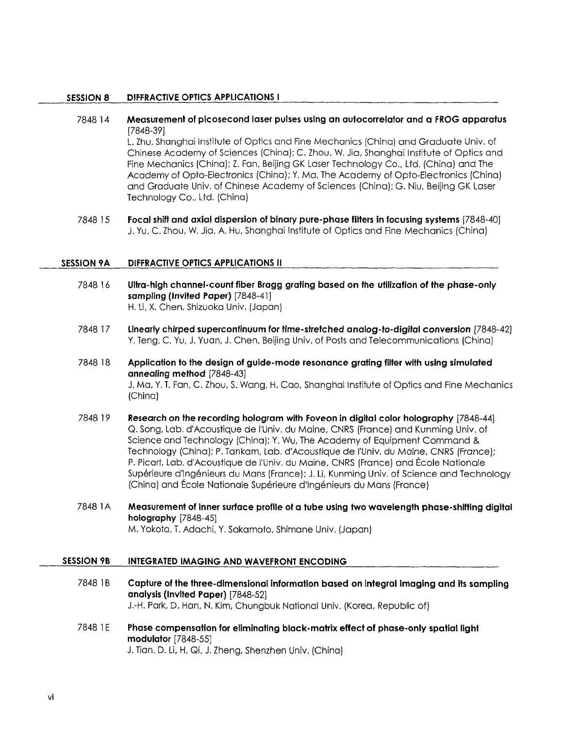## SESSION 8 DIFFRACTIVE OPTICS APPLICATIONS I

7848 14 **Measurement of picosecond laser pulses using an autocorrelator and a FROG apparatus** [7848-39]
L. Zhu, Shanghai Institute of Optics and Fine Mechanics (China) and Graduate Univ. of Chinese Academy of Sciences (China); C. Zhou, W. Jia, Shanghai Institute of Optics and Fine Mechanics (China); Z. Fan, Beijing GK Laser Technology Co., Ltd. (China) and The Academy of Opto-Electronics (China); Y. Ma, The Academy of Opto-Electronics (China) and Graduate Univ. of Chinese Academy of Sciences (China); G. Niu, Beijing GK Laser Technology Co., Ltd. (China)

7848 15 **Focal shift and axial dispersion of binary pure-phase filters in focusing systems** [7848-40]
J. Yu, C. Zhou, W. Jia, A. Hu, Shanghai Institute of Optics and Fine Mechanics (China)

## SESSION 9A DIFFRACTIVE OPTICS APPLICATIONS II

7848 16 **Ultra-high channel-count fiber Bragg grating based on the utilization of the phase-only sampling (Invited Paper)** [7848-41]
H. Li, X. Chen, Shizuoka Univ. (Japan)

7848 17 **Linearly chirped supercontinuum for time-stretched analog-to-digital conversion** [7848-42]
Y. Teng, C. Yu, J. Yuan, J. Chen, Beijing Univ. of Posts and Telecommunications (China)

7848 18 **Application to the design of guide-mode resonance grating filter with using simulated annealing method** [7848-43]
J. Ma, Y. T. Fan, C. Zhou, S. Wang, H. Cao, Shanghai Institute of Optics and Fine Mechanics (China)

7848 19 **Research on the recording hologram with Foveon in digital color holography** [7848-44]
Q. Song, Lab. d'Acoustique de l'Univ. du Maine, CNRS (France) and Kunming Univ. of Science and Technology (China); Y. Wu, The Academy of Equipment Command & Technology (China); P. Tankam, Lab. d'Acoustique de l'Univ. du Maine, CNRS (France); P. Picart, Lab. d'Acoustique de l'Univ. du Maine, CNRS (France) and École Nationale Supérieure d'Ingénieurs du Mans (France); J. Li, Kunming Univ. of Science and Technology (China) and École Nationale Supérieure d'Ingénieurs du Mans (France)

7848 1A **Measurement of inner surface profile of a tube using two wavelength phase-shifting digital holography** [7848-45]
M. Yokota, T. Adachi, Y. Sakamoto, Shimane Univ. (Japan)

## SESSION 9B INTEGRATED IMAGING AND WAVEFRONT ENCODING

7848 1B **Capture of the three-dimensional information based on integral imaging and its sampling analysis (Invited Paper)** [7848-52]
J.-H. Park, D. Han, N. Kim, Chungbuk National Univ. (Korea, Republic of)

7848 1E **Phase compensation for eliminating black-matrix effect of phase-only spatial light modulator** [7848-55]
J. Tian, D. Li, H. Qi, J. Zheng, Shenzhen Univ. (China)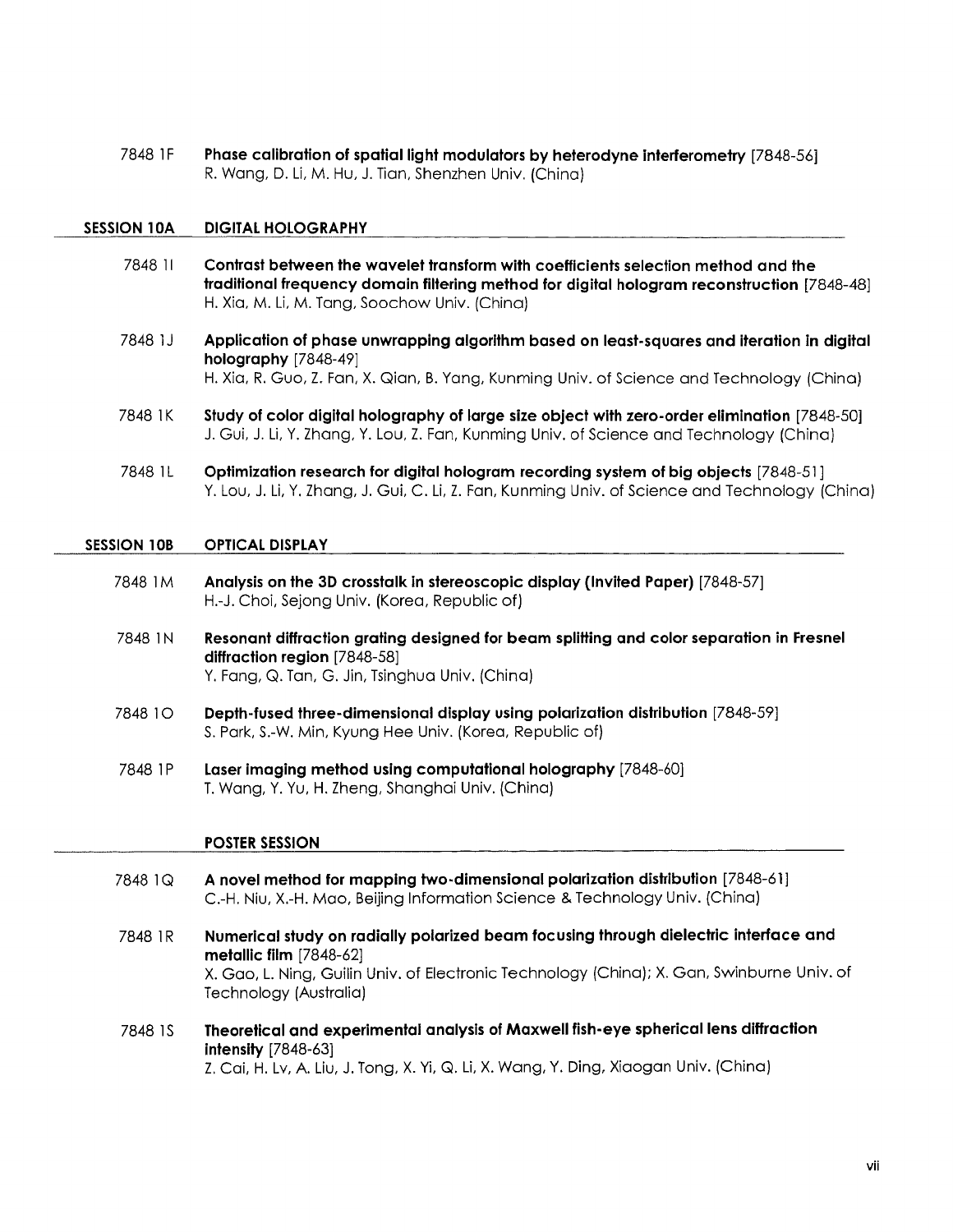7848 1F **Phase calibration of spatial light modulators by heterodyne interferometry** [7848-56]
R. Wang, D. Li, M. Hu, J. Tian, Shenzhen Univ. (China)

## SESSION 10A DIGITAL HOLOGRAPHY

7848 1I **Contrast between the wavelet transform with coefficients selection method and the traditional frequency domain filtering method for digital hologram reconstruction** [7848-48]
H. Xia, M. Li, M. Tang, Soochow Univ. (China)

7848 1J **Application of phase unwrapping algorithm based on least-squares and iteration in digital holography** [7848-49]
H. Xia, R. Guo, Z. Fan, X. Qian, B. Yang, Kunming Univ. of Science and Technology (China)

7848 1K **Study of color digital holography of large size object with zero-order elimination** [7848-50]
J. Gui, J. Li, Y. Zhang, Y. Lou, Z. Fan, Kunming Univ. of Science and Technology (China)

7848 1L **Optimization research for digital hologram recording system of big objects** [7848-51]
Y. Lou, J. Li, Y. Zhang, J. Gui, C. Li, Z. Fan, Kunming Univ. of Science and Technology (China)

## SESSION 10B OPTICAL DISPLAY

7848 1M **Analysis on the 3D crosstalk in stereoscopic display (Invited Paper)** [7848-57]
H.-J. Choi, Sejong Univ. (Korea, Republic of)

7848 1N **Resonant diffraction grating designed for beam splitting and color separation in Fresnel diffraction region** [7848-58]
Y. Fang, Q. Tan, G. Jin, Tsinghua Univ. (China)

7848 1O **Depth-fused three-dimensional display using polarization distribution** [7848-59]
S. Park, S.-W. Min, Kyung Hee Univ. (Korea, Republic of)

7848 1P **Laser imaging method using computational holography** [7848-60]
T. Wang, Y. Yu, H. Zheng, Shanghai Univ. (China)

## POSTER SESSION

7848 1Q **A novel method for mapping two-dimensional polarization distribution** [7848-61]
C.-H. Niu, X.-H. Mao, Beijing Information Science & Technology Univ. (China)

7848 1R **Numerical study on radially polarized beam focusing through dielectric interface and metallic film** [7848-62]
X. Gao, L. Ning, Guilin Univ. of Electronic Technology (China); X. Gan, Swinburne Univ. of Technology (Australia)

7848 1S **Theoretical and experimental analysis of Maxwell fish-eye spherical lens diffraction intensity** [7848-63]
Z. Cai, H. Lv, A. Liu, J. Tong, X. Yi, Q. Li, X. Wang, Y. Ding, Xiaogan Univ. (China)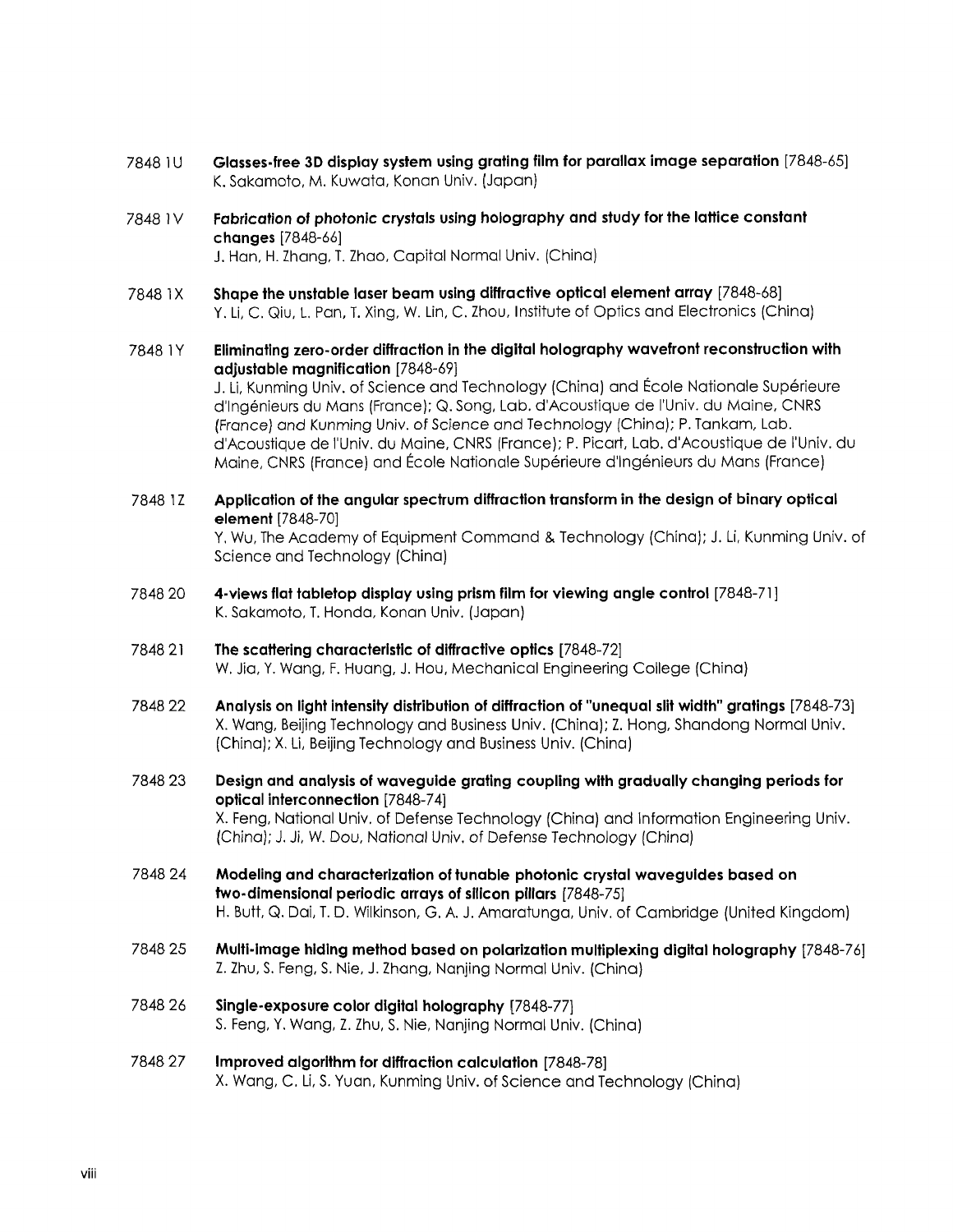7848 1U **Glasses-free 3D display system using grating film for parallax image separation** [7848-65]
K. Sakamoto, M. Kuwata, Konan Univ. (Japan)

7848 1V **Fabrication of photonic crystals using holography and study for the lattice constant changes** [7848-66]
J. Han, H. Zhang, T. Zhao, Capital Normal Univ. (China)

7848 1X **Shape the unstable laser beam using diffractive optical element array** [7848-68]
Y. Li, C. Qiu, L. Pan, T. Xing, W. Lin, C. Zhou, Institute of Optics and Electronics (China)

7848 1Y **Eliminating zero-order diffraction in the digital holography wavefront reconstruction with adjustable magnification** [7848-69]
J. Li, Kunming Univ. of Science and Technology (China) and École Nationale Supérieure d'Ingénieurs du Mans (France); Q. Song, Lab. d'Acoustique de l'Univ. du Maine, CNRS (France) and Kunming Univ. of Science and Technology (China); P. Tankam, Lab. d'Acoustique de l'Univ. du Maine, CNRS (France); P. Picart, Lab. d'Acoustique de l'Univ. du Maine, CNRS (France) and École Nationale Supérieure d'Ingénieurs du Mans (France)

7848 1Z **Application of the angular spectrum diffraction transform in the design of binary optical element** [7848-70]
Y. Wu, The Academy of Equipment Command & Technology (China); J. Li, Kunming Univ. of Science and Technology (China)

7848 20 **4-views flat tabletop display using prism film for viewing angle control** [7848-71]
K. Sakamoto, T. Honda, Konan Univ. (Japan)

7848 21 **The scattering characteristic of diffractive optics** [7848-72]
W. Jia, Y. Wang, F. Huang, J. Hou, Mechanical Engineering College (China)

7848 22 **Analysis on light intensity distribution of diffraction of "unequal slit width" gratings** [7848-73]
X. Wang, Beijing Technology and Business Univ. (China); Z. Hong, Shandong Normal Univ. (China); X. Li, Beijing Technology and Business Univ. (China)

7848 23 **Design and analysis of waveguide grating coupling with gradually changing periods for optical interconnection** [7848-74]
X. Feng, National Univ. of Defense Technology (China) and Information Engineering Univ. (China); J. Ji, W. Dou, National Univ. of Defense Technology (China)

7848 24 **Modeling and characterization of tunable photonic crystal waveguides based on two-dimensional periodic arrays of silicon pillars** [7848-75]
H. Butt, Q. Dai, T. D. Wilkinson, G. A. J. Amaratunga, Univ. of Cambridge (United Kingdom)

7848 25 **Multi-image hiding method based on polarization multiplexing digital holography** [7848-76]
Z. Zhu, S. Feng, S. Nie, J. Zhang, Nanjing Normal Univ. (China)

7848 26 **Single-exposure color digital holography** [7848-77]
S. Feng, Y. Wang, Z. Zhu, S. Nie, Nanjing Normal Univ. (China)

7848 27 **Improved algorithm for diffraction calculation** [7848-78]
X. Wang, C. Li, S. Yuan, Kunming Univ. of Science and Technology (China)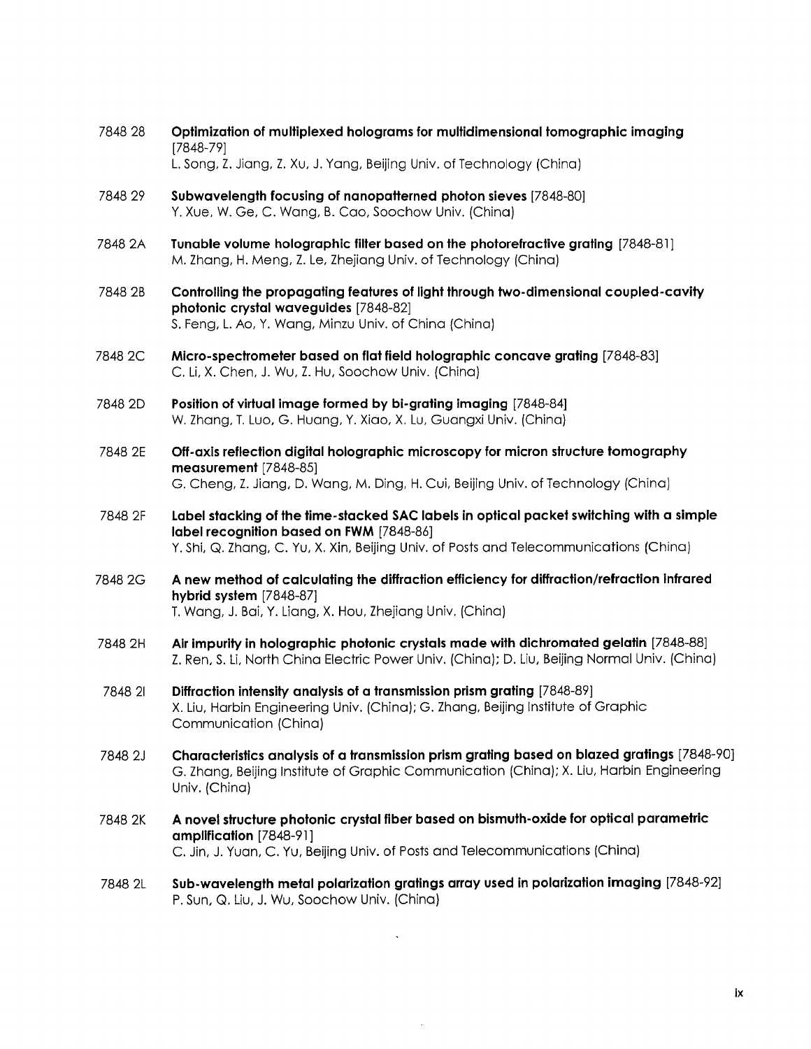7848 28 **Optimization of multiplexed holograms for multidimensional tomographic imaging** [7848-79]
L. Song, Z. Jiang, Z. Xu, J. Yang, Beijing Univ. of Technology (China)

7848 29 **Subwavelength focusing of nanopatterned photon sieves** [7848-80]
Y. Xue, W. Ge, C. Wang, B. Cao, Soochow Univ. (China)

7848 2A **Tunable volume holographic filter based on the photorefractive grating** [7848-81]
M. Zhang, H. Meng, Z. Le, Zhejiang Univ. of Technology (China)

7848 2B **Controlling the propagating features of light through two-dimensional coupled-cavity photonic crystal waveguides** [7848-82]
S. Feng, L. Ao, Y. Wang, Minzu Univ. of China (China)

7848 2C **Micro-spectrometer based on flat field holographic concave grating** [7848-83]
C. Li, X. Chen, J. Wu, Z. Hu, Soochow Univ. (China)

7848 2D **Position of virtual image formed by bi-grating imaging** [7848-84]
W. Zhang, T. Luo, G. Huang, Y. Xiao, X. Lu, Guangxi Univ. (China)

7848 2E **Off-axis reflection digital holographic microscopy for micron structure tomography measurement** [7848-85]
G. Cheng, Z. Jiang, D. Wang, M. Ding, H. Cui, Beijing Univ. of Technology (China)

7848 2F **Label stacking of the time-stacked SAC labels in optical packet switching with a simple label recognition based on FWM** [7848-86]
Y. Shi, Q. Zhang, C. Yu, X. Xin, Beijing Univ. of Posts and Telecommunications (China)

7848 2G **A new method of calculating the diffraction efficiency for diffraction/refraction infrared hybrid system** [7848-87]
T. Wang, J. Bai, Y. Liang, X. Hou, Zhejiang Univ. (China)

7848 2H **Air impurity in holographic photonic crystals made with dichromated gelatin** [7848-88]
Z. Ren, S. Li, North China Electric Power Univ. (China); D. Liu, Beijing Normal Univ. (China)

7848 2I **Diffraction intensity analysis of a transmission prism grating** [7848-89]
X. Liu, Harbin Engineering Univ. (China); G. Zhang, Beijing Institute of Graphic Communication (China)

7848 2J **Characteristics analysis of a transmission prism grating based on blazed gratings** [7848-90]
G. Zhang, Beijing Institute of Graphic Communication (China); X. Liu, Harbin Engineering Univ. (China)

7848 2K **A novel structure photonic crystal fiber based on bismuth-oxide for optical parametric amplification** [7848-91]
C. Jin, J. Yuan, C. Yu, Beijing Univ. of Posts and Telecommunications (China)

7848 2L **Sub-wavelength metal polarization gratings array used in polarization imaging** [7848-92]
P. Sun, Q. Liu, J. Wu, Soochow Univ. (China)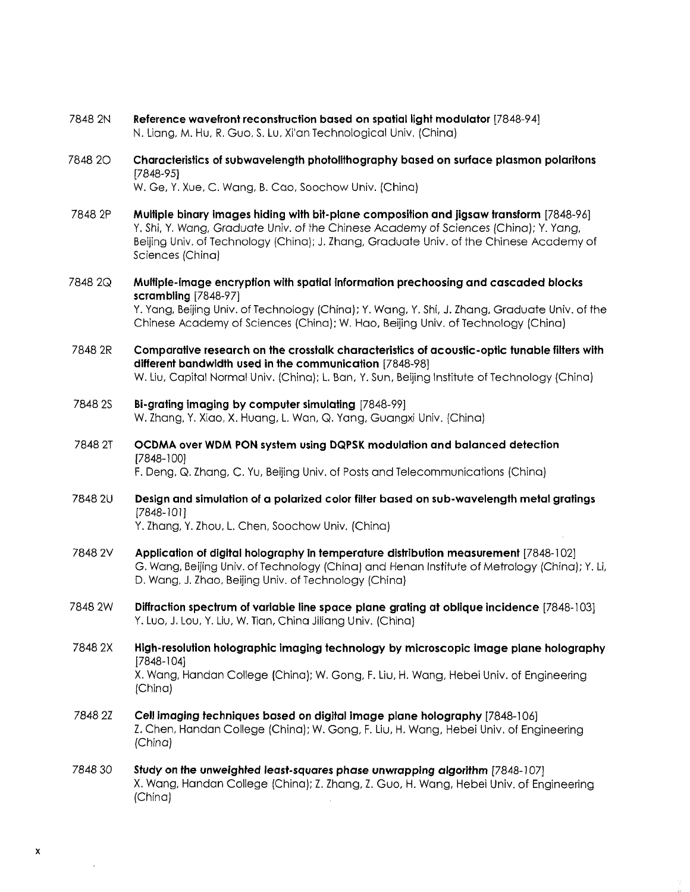7848 2N **Reference wavefront reconstruction based on spatial light modulator** [7848-94]
N. Liang, M. Hu, R. Guo, S. Lu, Xi'an Technological Univ. (China)

7848 2O **Characteristics of subwavelength photolithography based on surface plasmon polaritons** [7848-95]
W. Ge, Y. Xue, C. Wang, B. Cao, Soochow Univ. (China)

7848 2P **Multiple binary images hiding with bit-plane composition and jigsaw transform** [7848-96]
Y. Shi, Y. Wang, *Graduate Univ. of the Chinese Academy of Sciences (China)*; Y. Yang, Beijing Univ. of Technology (China); J. Zhang, Graduate Univ. of the Chinese Academy of Sciences (China)

7848 2Q **Multiple-image encryption with spatial information prechoosing and cascaded blocks scrambling** [7848-97]
Y. Yang, Beijing Univ. of Technology (China); Y. Wang, Y. Shi, J. Zhang, Graduate Univ. of the Chinese Academy of Sciences (China); W. Hao, Beijing Univ. of Technology (China)

7848 2R **Comparative research on the crosstalk characteristics of acoustic-optic tunable filters with different bandwidth used in the communication** [7848-98]
W. Liu, Capital Normal Univ. (China); L. Ban, Y. Sun, Beijing Institute of Technology (China)

7848 2S **Bi-grating imaging by computer simulating** [7848-99]
W. Zhang, Y. Xiao, X. Huang, L. Wan, Q. Yang, Guangxi Univ. (China)

7848 2T **OCDMA over WDM PON system using DQPSK modulation and balanced detection** [7848-100]
F. Deng, Q. Zhang, C. Yu, Beijing Univ. of Posts and Telecommunications (China)

7848 2U **Design and simulation of a polarized color filter based on sub-wavelength metal gratings** [7848-101]
Y. Zhang, Y. Zhou, L. Chen, Soochow Univ. (China)

7848 2V **Application of digital holography in temperature distribution measurement** [7848-102]
G. Wang, Beijing Univ. of Technology (China) and Henan Institute of Metrology (China); Y. Li, D. Wang, J. Zhao, Beijing Univ. of Technology (China)

7848 2W **Diffraction spectrum of variable line space plane grating at oblique incidence** [7848-103]
Y. Luo, J. Lou, Y. Liu, W. Tian, China Jiliang Univ. (China)

7848 2X **High-resolution holographic imaging technology by microscopic image plane holography** [7848-104]
X. Wang, Handan College (China); W. Gong, F. Liu, H. Wang, Hebei Univ. of Engineering (China)

7848 2Z **Cell imaging techniques based on digital image plane holography** [7848-106]
Z. Chen, Handan College (China); W. Gong, F. Liu, H. Wang, Hebei Univ. of Engineering (China)

7848 30 **Study on the unweighted least-squares phase unwrapping algorithm** [7848-107]
X. Wang, Handan College (China); Z. Zhang, Z. Guo, H. Wang, Hebei Univ. of Engineering (China)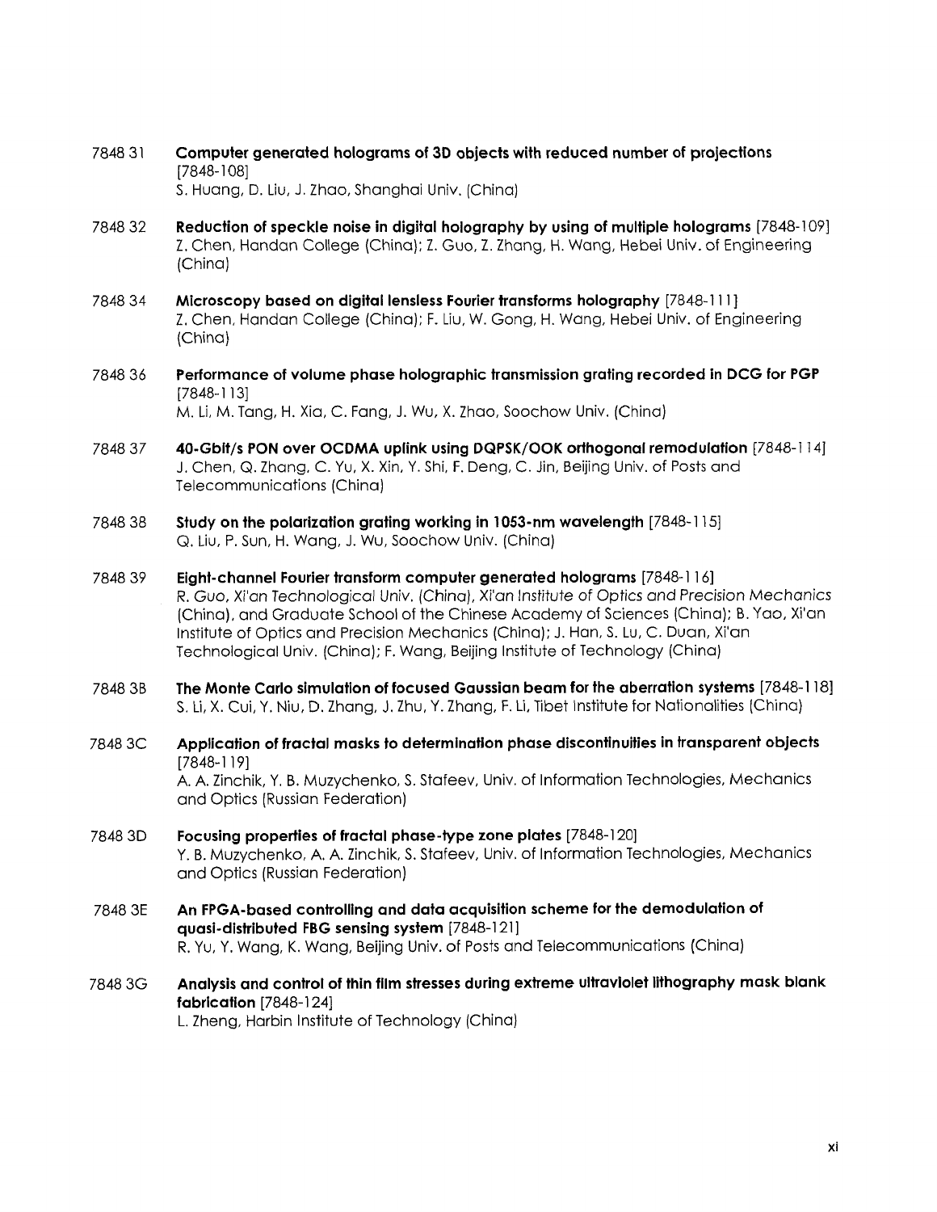7848 31 **Computer generated holograms of 3D objects with reduced number of projections** [7848-108]
S. Huang, D. Liu, J. Zhao, Shanghai Univ. (China)

7848 32 **Reduction of speckle noise in digital holography by using of multiple holograms** [7848-109]
Z. Chen, Handan College (China); Z. Guo, Z. Zhang, H. Wang, Hebei Univ. of Engineering (China)

7848 34 **Microscopy based on digital lensless Fourier transforms holography** [7848-111]
Z. Chen, Handan College (China); F. Liu, W. Gong, H. Wang, Hebei Univ. of Engineering (China)

7848 36 **Performance of volume phase holographic transmission grating recorded in DCG for PGP** [7848-113]
M. Li, M. Tang, H. Xia, C. Fang, J. Wu, X. Zhao, Soochow Univ. (China)

7848 37 **40-Gbit/s PON over OCDMA uplink using DQPSK/OOK orthogonal remodulation** [7848-114]
J. Chen, Q. Zhang, C. Yu, X. Xin, Y. Shi, F. Deng, C. Jin, Beijing Univ. of Posts and Telecommunications (China)

7848 38 **Study on the polarization grating working in 1053-nm wavelength** [7848-115]
Q. Liu, P. Sun, H. Wang, J. Wu, Soochow Univ. (China)

7848 39 **Eight-channel Fourier transform computer generated holograms** [7848-116]
R. Guo, Xi'an Technological Univ. (China), Xi'an Institute of Optics and Precision Mechanics (China), and Graduate School of the Chinese Academy of Sciences (China); B. Yao, Xi'an Institute of Optics and Precision Mechanics (China); J. Han, S. Lu, C. Duan, Xi'an Technological Univ. (China); F. Wang, Beijing Institute of Technology (China)

7848 3B **The Monte Carlo simulation of focused Gaussian beam for the aberration systems** [7848-118]
S. Li, X. Cui, Y. Niu, D. Zhang, J. Zhu, Y. Zhang, F. Li, Tibet Institute for Nationalities (China)

7848 3C **Application of fractal masks to determination phase discontinuities in transparent objects** [7848-119]
A. A. Zinchik, Y. B. Muzychenko, S. Stafeev, Univ. of Information Technologies, Mechanics and Optics (Russian Federation)

7848 3D **Focusing properties of fractal phase-type zone plates** [7848-120]
Y. B. Muzychenko, A. A. Zinchik, S. Stafeev, Univ. of Information Technologies, Mechanics and Optics (Russian Federation)

7848 3E **An FPGA-based controlling and data acquisition scheme for the demodulation of quasi-distributed FBG sensing system** [7848-121]
R. Yu, Y. Wang, K. Wang, Beijing Univ. of Posts and Telecommunications (China)

7848 3G **Analysis and control of thin film stresses during extreme ultraviolet lithography mask blank fabrication** [7848-124]
L. Zheng, Harbin Institute of Technology (China)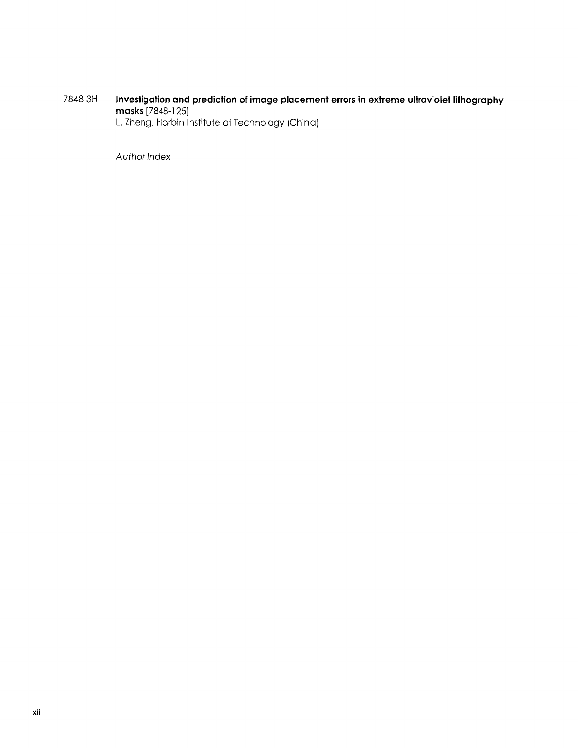7848 3H **Investigation and prediction of image placement errors in extreme ultraviolet lithography masks** [7848-125]
L. Zheng, Harbin Institute of Technology (China)

*Author Index*